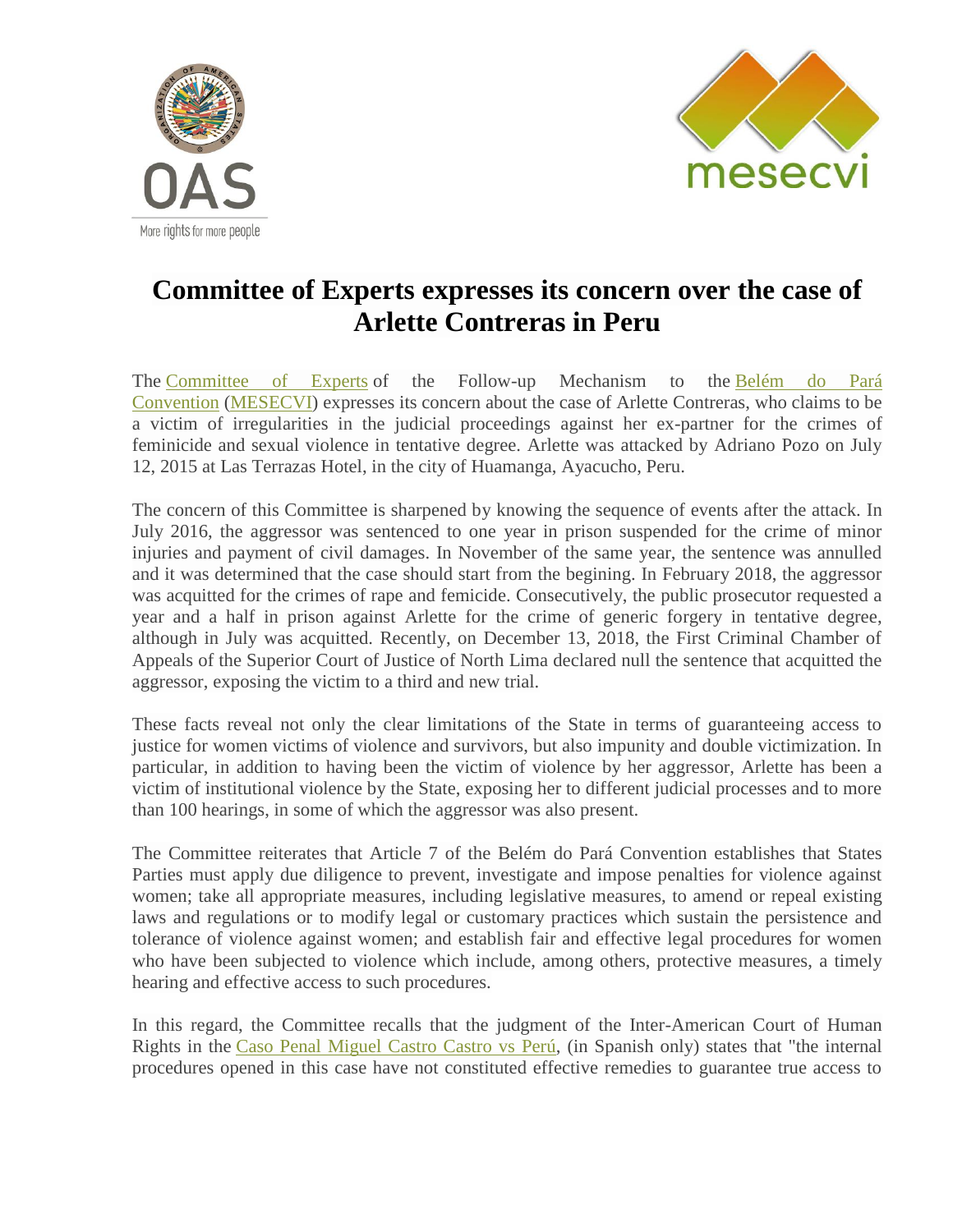# Committee of Experts expresses its concern over the case of Arlette Contreras in Peru

The Committee of Experts of the Follow-up Mechanism to the Belém do Pará Convention (MESECVI) expresses its concern about the case of Arlette Contreras, who claims to be a victim of irregularities in the judicial proceedings against her ex-partner for the crimes of feminicide and sexual violence in tentative degree. Arlette was attacked by Adriano Pozo on July 12, 2015 at Las Terrazas Hotel, in the city of Huamanga, Ayacucho, Peru.

The concern of this Committee is sharpened by knowing the sequence of events after the attack. In July 2016, the aggressor was sentenced to one year in prison suspended for the crime of minor injuries and payment of civil damages. In November of the same year, the sentence was annulled and it was determined that the case should start from the begining. In February 2018, the aggressor was acquitted for the crimes of rape and femicide. Consecutively, the public prosecutor requested a year and a half in prison against Arlette for the crime of generic forgery in tentative degree, although in July was acquitted. Recently, on December 13, 2018, the First Criminal Chamber of Appeals of the Superior Court of Justice of North Lima declared null the sentence that acquitted the aggressor, exposing the victim to a third and new trial.

These facts reveal not only the clear limitations of the State in terms of guaranteeing access to justice for women victims of violence and survivors, but also impunity and double victimization. In particular, in addition to having been the victim of violence by her aggressor, Arlette has been a victim of institutional violence by the State, exposing her to different judicial processes and to more than 100 hearings, in some of which the aggressor was also present.

The Committee reiterates that Article 7 of the Belém do Pará Convention establishes that States Parties must apply due diligence to prevent, investigate and impose penalties for violence against women; take all appropriate measures, including legislative measures, to amend or repeal existing laws and regulations or to modify legal or customary practices which sustain the persistence and tolerance of violence against women; and establish fair and effective legal procedures for women who have been subjected to violence which include, among others, protective measures, a timely hearing and effective access to such procedures.

In this regard, the Committee recalls that the judgment of the Inter-American Court of Human Rights in the Caso Penal Miguel Castro Castro vs Perú, (in Spanish only) states that "the internal procedures opened in this case have not constituted effective remedies to guarantee true access to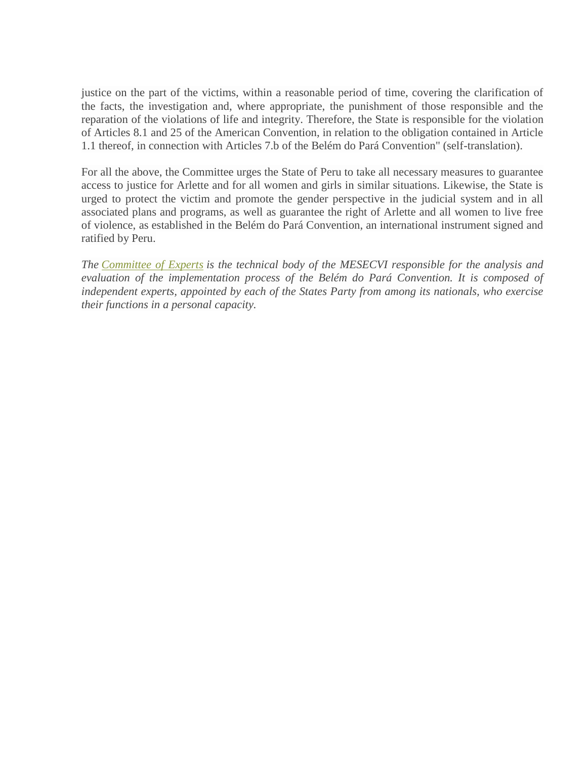justice on the part of the victims, within a reasonable period of time, covering the clarification of the facts, the investigation and, where appropriate, the punishment of those responsible and the reparation of the violations of life and integrity. Therefore, the State is responsible for the violation of Articles 8.1 and 25 of the American Convention, in relation to the obligation contained in Article 1.1 thereof, in connection with Articles 7.b of the Belém do Pará Convention" (self-translation).

For all the above, the Committee urges the State of Peru to take all necessary measures to guarantee access to justice for Arlette and for all women and girls in similar situations. Likewise, the State is urged to protect the victim and promote the gender perspective in the judicial system and in all associated plans and programs, as well as guarantee the right of Arlette and all women to live free of violence, as established in the Belém do Pará Convention, an international instrument signed and ratified by Peru.

*The Committee of Experts is the technical body of the MESECVI responsible for the analysis and evaluation of the implementation process of the Belém do Pará Convention. It is composed of independent experts, appointed by each of the States Party from among its nationals, who exercise their functions in a personal capacity.*